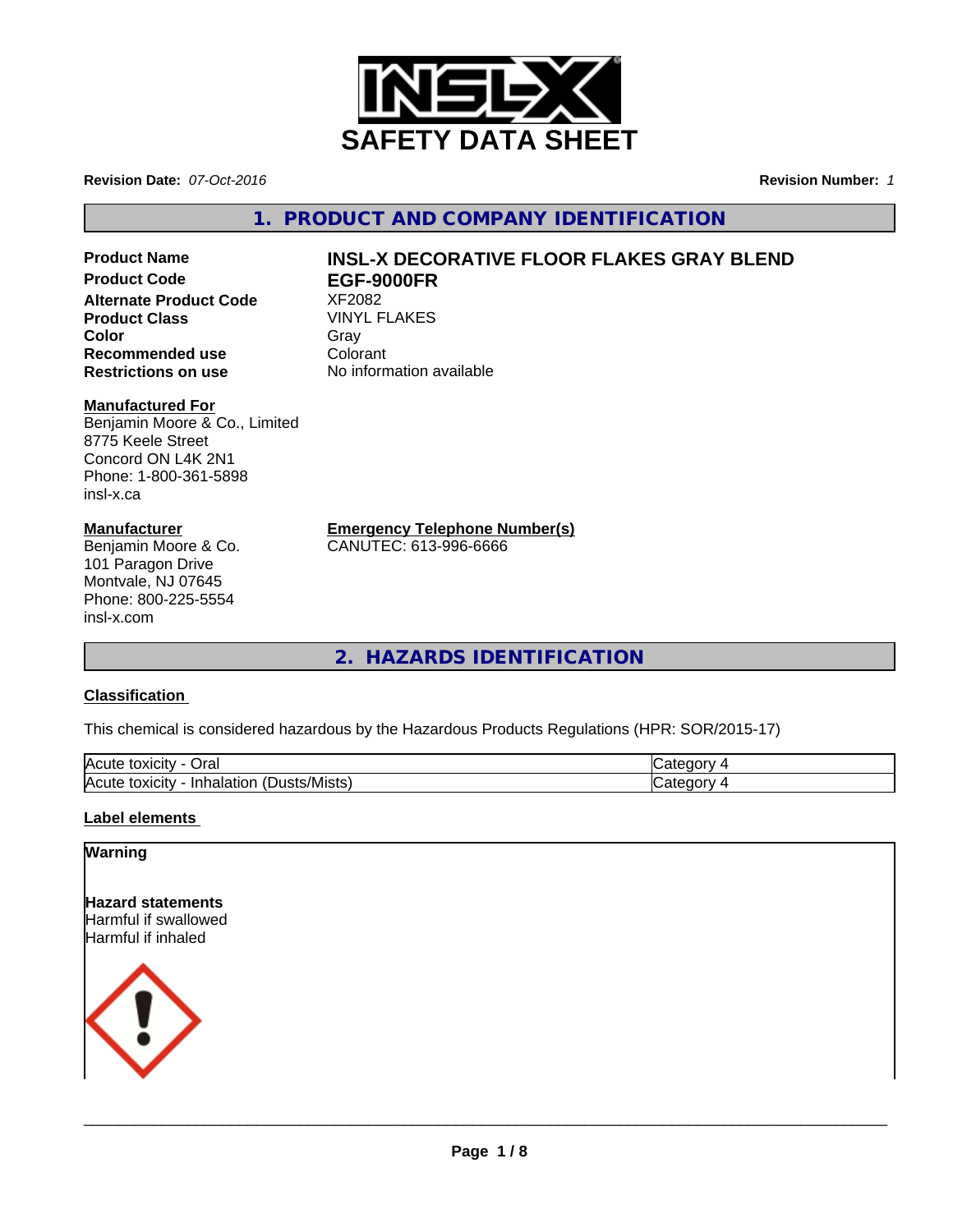# SAFETY DATA SHEET

**Revision Date:** *07-Oct-2016* **Revision Number:** *1*

## 1. PRODUCT AND COMPANY IDENTIFICATION

| | |
|---|---|
| **Product Name** | **INSL-X DECORATIVE FLOOR FLAKES GRAY BLEND** |
| **Product Code** | **EGF-9000FR** |
| **Alternate Product Code** | XF2082 |
| **Product Class** | VINYL FLAKES |
| **Color** | Gray |
| **Recommended use** | Colorant |
| **Restrictions on use** | No information available |

**Manufactured For**
Benjamin Moore & Co., Limited
8775 Keele Street
Concord ON L4K 2N1
Phone: 1-800-361-5898
insl-x.ca

**Manufacturer**
Benjamin Moore & Co.
101 Paragon Drive
Montvale, NJ 07645
Phone: 800-225-5554
insl-x.com

**Emergency Telephone Number(s)**
CANUTEC: 613-996-6666

## 2. HAZARDS IDENTIFICATION

### Classification

This chemical is considered hazardous by the Hazardous Products Regulations (HPR: SOR/2015-17)

| | |
|---|---|
| Acute toxicity - Oral | Category 4 |
| Acute toxicity - Inhalation (Dusts/Mists) | Category 4 |

### Label elements

**Warning**

**Hazard statements**
Harmful if swallowed
Harmful if inhaled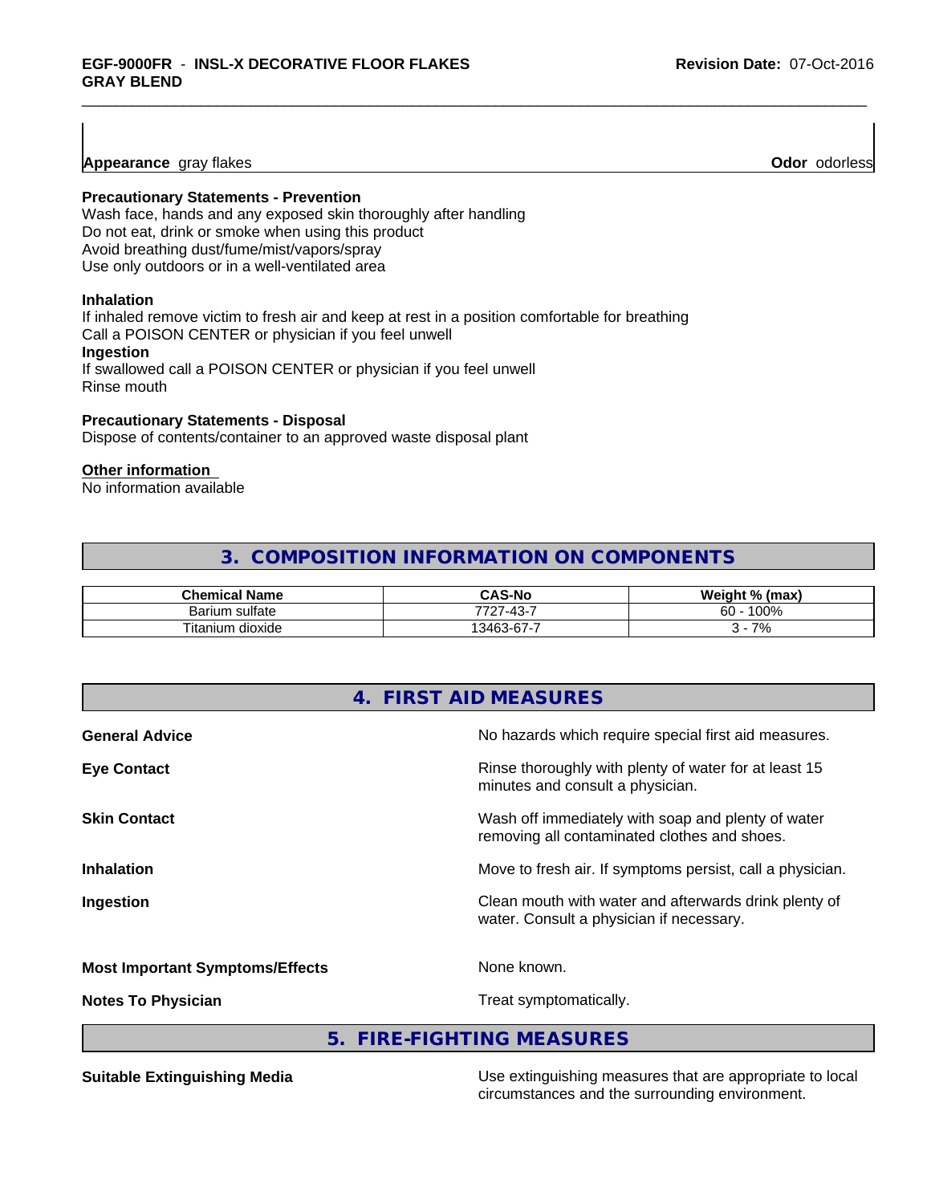**Appearance** gray flakes **Odor** odorless

**Precautionary Statements - Prevention**
Wash face, hands and any exposed skin thoroughly after handling
Do not eat, drink or smoke when using this product
Avoid breathing dust/fume/mist/vapors/spray
Use only outdoors or in a well-ventilated area

**Inhalation**
If inhaled remove victim to fresh air and keep at rest in a position comfortable for breathing
Call a POISON CENTER or physician if you feel unwell
**Ingestion**
If swallowed call a POISON CENTER or physician if you feel unwell
Rinse mouth

**Precautionary Statements - Disposal**
Dispose of contents/container to an approved waste disposal plant

**Other information**
No information available

## 3. COMPOSITION INFORMATION ON COMPONENTS

| Chemical Name | CAS-No | Weight % (max) |
|---|---|---|
| Barium sulfate | 7727-43-7 | 60 - 100% |
| Titanium dioxide | 13463-67-7 | 3 - 7% |

## 4. FIRST AID MEASURES

**General Advice** No hazards which require special first aid measures.

**Eye Contact** Rinse thoroughly with plenty of water for at least 15 minutes and consult a physician.

**Skin Contact** Wash off immediately with soap and plenty of water removing all contaminated clothes and shoes.

**Inhalation** Move to fresh air. If symptoms persist, call a physician.

**Ingestion** Clean mouth with water and afterwards drink plenty of water. Consult a physician if necessary.

**Most Important Symptoms/Effects** None known.

**Notes To Physician** Treat symptomatically.

## 5. FIRE-FIGHTING MEASURES

**Suitable Extinguishing Media** Use extinguishing measures that are appropriate to local circumstances and the surrounding environment.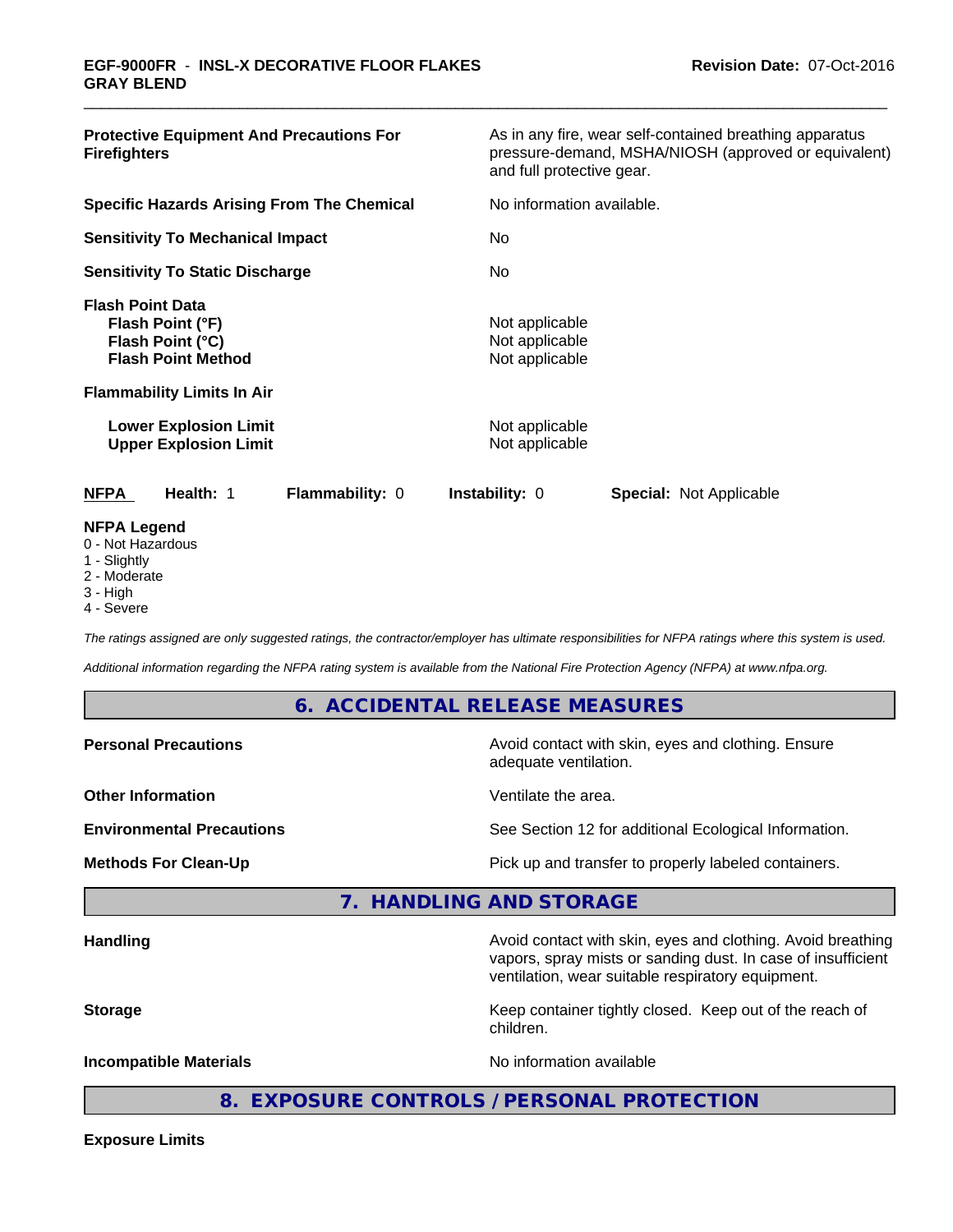| | |
|---|---|
| **Protective Equipment And Precautions For Firefighters** | As in any fire, wear self-contained breathing apparatus pressure-demand, MSHA/NIOSH (approved or equivalent) and full protective gear. |
| **Specific Hazards Arising From The Chemical** | No information available. |
| **Sensitivity To Mechanical Impact** | No |
| **Sensitivity To Static Discharge** | No |

**Flash Point Data**

| | |
|---|---|
| **Flash Point (°F)** | Not applicable |
| **Flash Point (°C)** | Not applicable |
| **Flash Point Method** | Not applicable |

**Flammability Limits In Air**

| | |
|---|---|
| **Lower Explosion Limit** | Not applicable |
| **Upper Explosion Limit** | Not applicable |

| NFPA | Health: 1 | Flammability: 0 | Instability: 0 | Special: Not Applicable |
|---|---|---|---|---|

**NFPA Legend**
- 0 - Not Hazardous
- 1 - Slightly
- 2 - Moderate
- 3 - High
- 4 - Severe

*The ratings assigned are only suggested ratings, the contractor/employer has ultimate responsibilities for NFPA ratings where this system is used.*

*Additional information regarding the NFPA rating system is available from the National Fire Protection Agency (NFPA) at www.nfpa.org.*

## 6. ACCIDENTAL RELEASE MEASURES

| | |
|---|---|
| **Personal Precautions** | Avoid contact with skin, eyes and clothing. Ensure adequate ventilation. |
| **Other Information** | Ventilate the area. |
| **Environmental Precautions** | See Section 12 for additional Ecological Information. |
| **Methods For Clean-Up** | Pick up and transfer to properly labeled containers. |

## 7. HANDLING AND STORAGE

| | |
|---|---|
| **Handling** | Avoid contact with skin, eyes and clothing. Avoid breathing vapors, spray mists or sanding dust. In case of insufficient ventilation, wear suitable respiratory equipment. |
| **Storage** | Keep container tightly closed. Keep out of the reach of children. |
| **Incompatible Materials** | No information available |

## 8. EXPOSURE CONTROLS / PERSONAL PROTECTION

**Exposure Limits**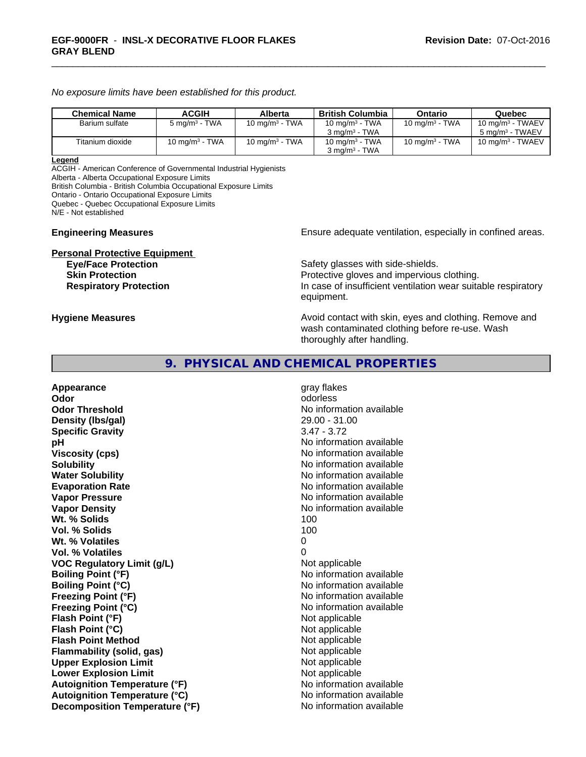*No exposure limits have been established for this product.*

| Chemical Name | ACGIH | Alberta | British Columbia | Ontario | Quebec |
|---|---|---|---|---|---|
| Barium sulfate | 5 mg/m$^3$ - TWA | 10 mg/m$^3$ - TWA | 10 mg/m$^3$ - TWA<br>3 mg/m$^3$ - TWA | 10 mg/m$^3$ - TWA | 10 mg/m$^3$ - TWAEV<br>5 mg/m$^3$ - TWAEV |
| Titanium dioxide | 10 mg/m$^3$ - TWA | 10 mg/m$^3$ - TWA | 10 mg/m$^3$ - TWA<br>3 mg/m$^3$ - TWA | 10 mg/m$^3$ - TWA | 10 mg/m$^3$ - TWAEV |

**Legend**
ACGIH - American Conference of Governmental Industrial Hygienists
Alberta - Alberta Occupational Exposure Limits
British Columbia - British Columbia Occupational Exposure Limits
Ontario - Ontario Occupational Exposure Limits
Quebec - Quebec Occupational Exposure Limits
N/E - Not established

**Engineering Measures** Ensure adequate ventilation, especially in confined areas.

**Personal Protective Equipment**

**Eye/Face Protection** Safety glasses with side-shields.
**Skin Protection** Protective gloves and impervious clothing.
**Respiratory Protection** In case of insufficient ventilation wear suitable respiratory equipment.

**Hygiene Measures** Avoid contact with skin, eyes and clothing. Remove and wash contaminated clothing before re-use. Wash thoroughly after handling.

## 9. PHYSICAL AND CHEMICAL PROPERTIES

| | |
|---|---|
| **Appearance** | gray flakes |
| **Odor** | odorless |
| **Odor Threshold** | No information available |
| **Density (lbs/gal)** | 29.00 - 31.00 |
| **Specific Gravity** | 3.47 - 3.72 |
| **pH** | No information available |
| **Viscosity (cps)** | No information available |
| **Solubility** | No information available |
| **Water Solubility** | No information available |
| **Evaporation Rate** | No information available |
| **Vapor Pressure** | No information available |
| **Vapor Density** | No information available |
| **Wt. % Solids** | 100 |
| **Vol. % Solids** | 100 |
| **Wt. % Volatiles** | 0 |
| **Vol. % Volatiles** | 0 |
| **VOC Regulatory Limit (g/L)** | Not applicable |
| **Boiling Point (°F)** | No information available |
| **Boiling Point (°C)** | No information available |
| **Freezing Point (°F)** | No information available |
| **Freezing Point (°C)** | No information available |
| **Flash Point (°F)** | Not applicable |
| **Flash Point (°C)** | Not applicable |
| **Flash Point Method** | Not applicable |
| **Flammability (solid, gas)** | Not applicable |
| **Upper Explosion Limit** | Not applicable |
| **Lower Explosion Limit** | Not applicable |
| **Autoignition Temperature (°F)** | No information available |
| **Autoignition Temperature (°C)** | No information available |
| **Decomposition Temperature (°F)** | No information available |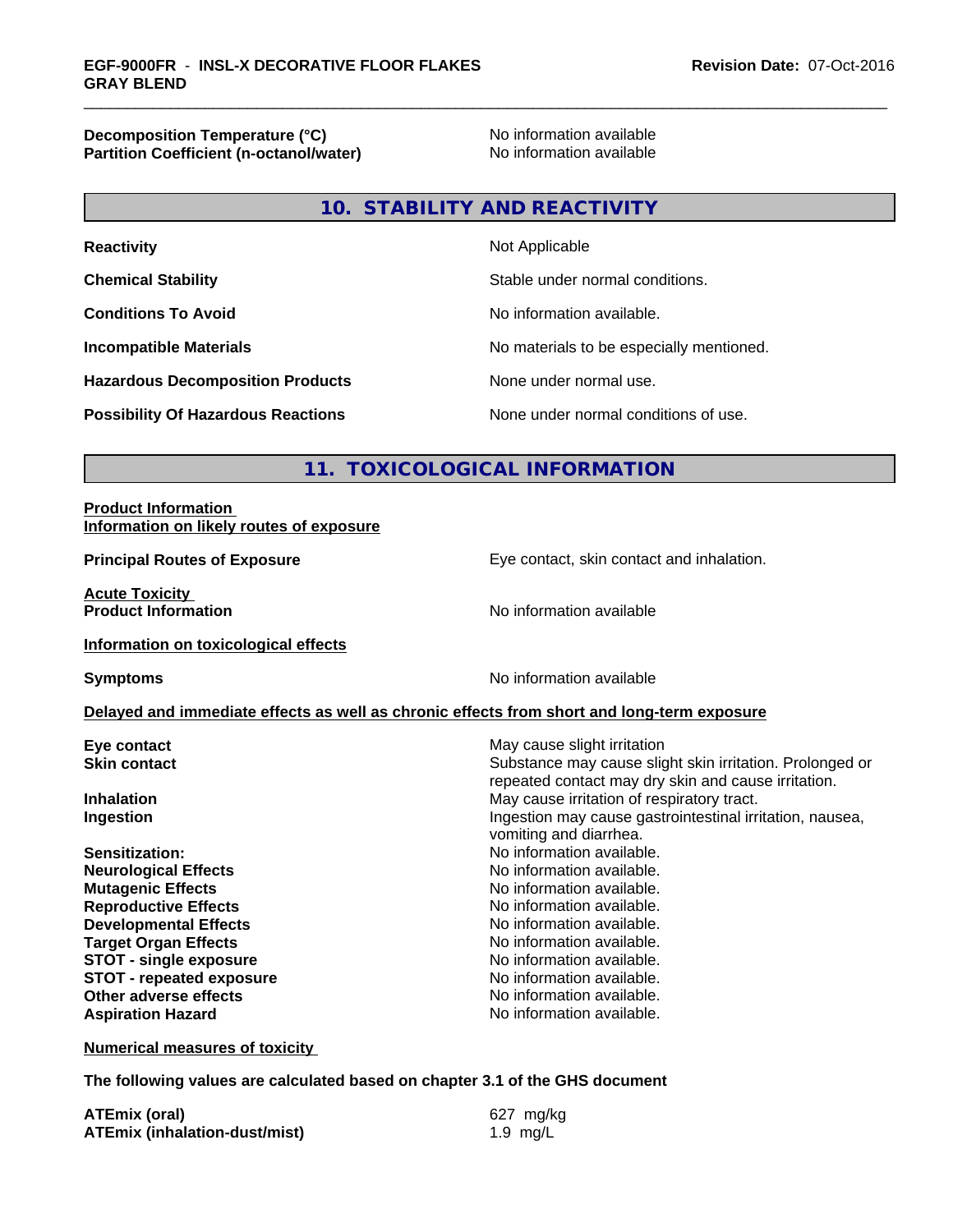| | |
|---|---|
| **Decomposition Temperature (°C)** | No information available |
| **Partition Coefficient (n-octanol/water)** | No information available |

## 10. STABILITY AND REACTIVITY

| | |
|---|---|
| **Reactivity** | Not Applicable |
| **Chemical Stability** | Stable under normal conditions. |
| **Conditions To Avoid** | No information available. |
| **Incompatible Materials** | No materials to be especially mentioned. |
| **Hazardous Decomposition Products** | None under normal use. |
| **Possibility Of Hazardous Reactions** | None under normal conditions of use. |

## 11. TOXICOLOGICAL INFORMATION

**Product Information**
**Information on likely routes of exposure**

**Principal Routes of Exposure** — Eye contact, skin contact and inhalation.

**Acute Toxicity**
**Product Information** — No information available

**Information on toxicological effects**

**Symptoms** — No information available

**Delayed and immediate effects as well as chronic effects from short and long-term exposure**

| | |
|---|---|
| **Eye contact** | May cause slight irritation |
| **Skin contact** | Substance may cause slight skin irritation. Prolonged or repeated contact may dry skin and cause irritation. |
| **Inhalation** | May cause irritation of respiratory tract. |
| **Ingestion** | Ingestion may cause gastrointestinal irritation, nausea, vomiting and diarrhea. |
| **Sensitization:** | No information available. |
| **Neurological Effects** | No information available. |
| **Mutagenic Effects** | No information available. |
| **Reproductive Effects** | No information available. |
| **Developmental Effects** | No information available. |
| **Target Organ Effects** | No information available. |
| **STOT - single exposure** | No information available. |
| **STOT - repeated exposure** | No information available. |
| **Other adverse effects** | No information available. |
| **Aspiration Hazard** | No information available. |

**Numerical measures of toxicity**

**The following values are calculated based on chapter 3.1 of the GHS document**

| | |
|---|---|
| **ATEmix (oral)** | 627 mg/kg |
| **ATEmix (inhalation-dust/mist)** | 1.9 mg/L |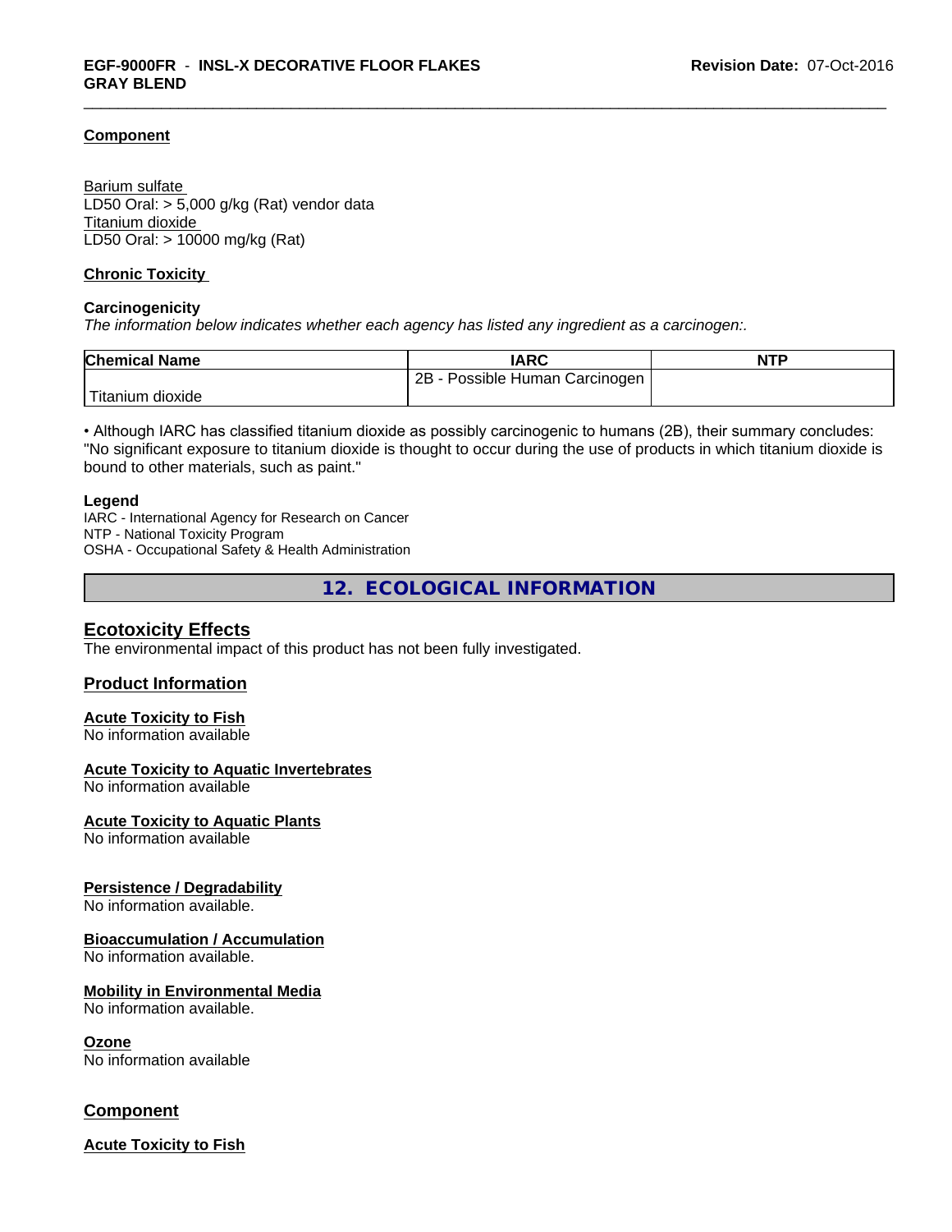**Component**

Barium sulfate
LD50 Oral: > 5,000 g/kg (Rat) vendor data
Titanium dioxide
LD50 Oral: > 10000 mg/kg (Rat)

**Chronic Toxicity**

**Carcinogenicity**
*The information below indicates whether each agency has listed any ingredient as a carcinogen:.*

| Chemical Name | IARC | NTP |
|---|---|---|
| Titanium dioxide | 2B - Possible Human Carcinogen | |

• Although IARC has classified titanium dioxide as possibly carcinogenic to humans (2B), their summary concludes: "No significant exposure to titanium dioxide is thought to occur during the use of products in which titanium dioxide is bound to other materials, such as paint."

**Legend**
IARC - International Agency for Research on Cancer
NTP - National Toxicity Program
OSHA - Occupational Safety & Health Administration

## 12. ECOLOGICAL INFORMATION

### Ecotoxicity Effects
The environmental impact of this product has not been fully investigated.

### Product Information

**Acute Toxicity to Fish**
No information available

**Acute Toxicity to Aquatic Invertebrates**
No information available

**Acute Toxicity to Aquatic Plants**
No information available

**Persistence / Degradability**
No information available.

**Bioaccumulation / Accumulation**
No information available.

**Mobility in Environmental Media**
No information available.

**Ozone**
No information available

### Component

**Acute Toxicity to Fish**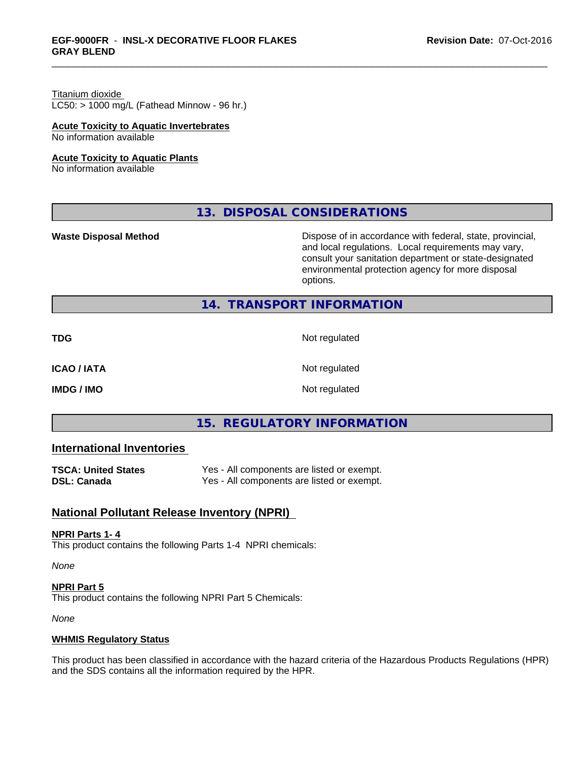Titanium dioxide
LC50: > 1000 mg/L (Fathead Minnow - 96 hr.)

**Acute Toxicity to Aquatic Invertebrates**
No information available

**Acute Toxicity to Aquatic Plants**
No information available

## 13. DISPOSAL CONSIDERATIONS

| | |
|---|---|
| **Waste Disposal Method** | Dispose of in accordance with federal, state, provincial, and local regulations. Local requirements may vary, consult your sanitation department or state-designated environmental protection agency for more disposal options. |

## 14. TRANSPORT INFORMATION

| | |
|---|---|
| **TDG** | Not regulated |
| **ICAO / IATA** | Not regulated |
| **IMDG / IMO** | Not regulated |

## 15. REGULATORY INFORMATION

### International Inventories

| | |
|---|---|
| **TSCA: United States** | Yes - All components are listed or exempt. |
| **DSL: Canada** | Yes - All components are listed or exempt. |

### National Pollutant Release Inventory (NPRI)

**NPRI Parts 1- 4**
This product contains the following Parts 1-4 NPRI chemicals:

*None*

**NPRI Part 5**
This product contains the following NPRI Part 5 Chemicals:

*None*

**WHMIS Regulatory Status**

This product has been classified in accordance with the hazard criteria of the Hazardous Products Regulations (HPR) and the SDS contains all the information required by the HPR.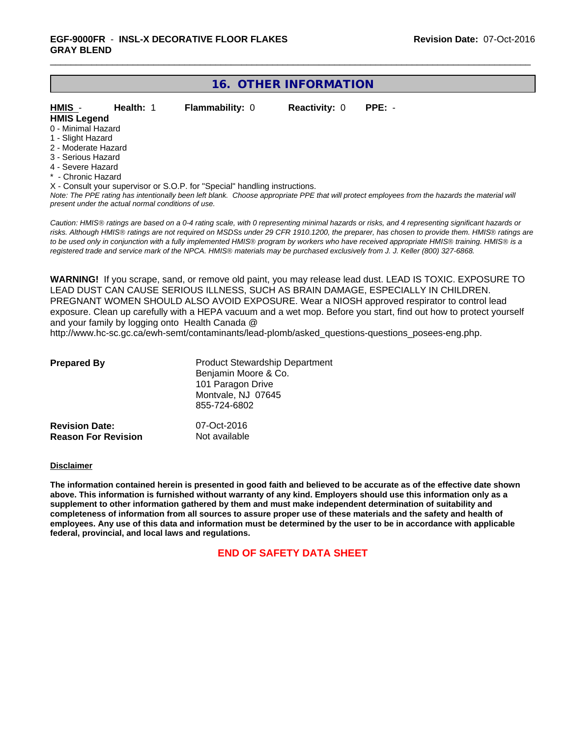## 16. OTHER INFORMATION

**HMIS** - **Health:** 1 **Flammability:** 0 **Reactivity:** 0 **PPE:** -

**HMIS Legend**

0 - Minimal Hazard
1 - Slight Hazard
2 - Moderate Hazard
3 - Serious Hazard
4 - Severe Hazard
* - Chronic Hazard
X - Consult your supervisor or S.O.P. for "Special" handling instructions.

*Note: The PPE rating has intentionally been left blank. Choose appropriate PPE that will protect employees from the hazards the material will present under the actual normal conditions of use.*

*Caution: HMIS® ratings are based on a 0-4 rating scale, with 0 representing minimal hazards or risks, and 4 representing significant hazards or risks. Although HMIS® ratings are not required on MSDSs under 29 CFR 1910.1200, the preparer, has chosen to provide them. HMIS® ratings are to be used only in conjunction with a fully implemented HMIS® program by workers who have received appropriate HMIS® training. HMIS® is a registered trade and service mark of the NPCA. HMIS® materials may be purchased exclusively from J. J. Keller (800) 327-6868.*

**WARNING!** If you scrape, sand, or remove old paint, you may release lead dust. LEAD IS TOXIC. EXPOSURE TO LEAD DUST CAN CAUSE SERIOUS ILLNESS, SUCH AS BRAIN DAMAGE, ESPECIALLY IN CHILDREN. PREGNANT WOMEN SHOULD ALSO AVOID EXPOSURE. Wear a NIOSH approved respirator to control lead exposure. Clean up carefully with a HEPA vacuum and a wet mop. Before you start, find out how to protect yourself and your family by logging onto Health Canada @ http://www.hc-sc.gc.ca/ewh-semt/contaminants/lead-plomb/asked_questions-questions_posees-eng.php.

| | |
|---|---|
| **Prepared By** | Product Stewardship Department<br>Benjamin Moore & Co.<br>101 Paragon Drive<br>Montvale, NJ 07645<br>855-724-6802 |
| **Revision Date:** | 07-Oct-2016 |
| **Reason For Revision** | Not available |

**Disclaimer**

**The information contained herein is presented in good faith and believed to be accurate as of the effective date shown above. This information is furnished without warranty of any kind. Employers should use this information only as a supplement to other information gathered by them and must make independent determination of suitability and completeness of information from all sources to assure proper use of these materials and the safety and health of employees. Any use of this data and information must be determined by the user to be in accordance with applicable federal, provincial, and local laws and regulations.**

**END OF SAFETY DATA SHEET**